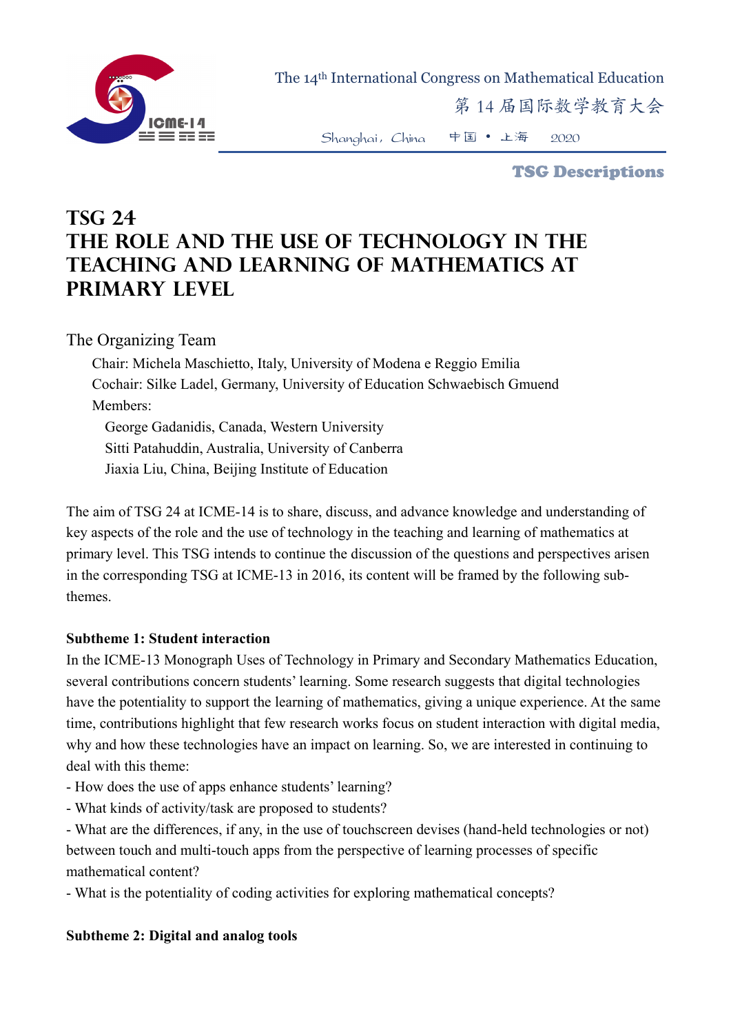# TSG 24
# THE ROLE AND THE USE OF TECHNOLOGY IN THE TEACHING AND LEARNING OF MATHEMATICS AT PRIMARY LEVEL

The Organizing Team

Chair: Michela Maschietto, Italy, University of Modena e Reggio Emilia
Cochair: Silke Ladel, Germany, University of Education Schwaebisch Gmuend
Members:
George Gadanidis, Canada, Western University
Sitti Patahuddin, Australia, University of Canberra
Jiaxia Liu, China, Beijing Institute of Education

The aim of TSG 24 at ICME-14 is to share, discuss, and advance knowledge and understanding of key aspects of the role and the use of technology in the teaching and learning of mathematics at primary level. This TSG intends to continue the discussion of the questions and perspectives arisen in the corresponding TSG at ICME-13 in 2016, its content will be framed by the following sub-themes.

**Subtheme 1: Student interaction**

In the ICME-13 Monograph Uses of Technology in Primary and Secondary Mathematics Education, several contributions concern students' learning. Some research suggests that digital technologies have the potentiality to support the learning of mathematics, giving a unique experience. At the same time, contributions highlight that few research works focus on student interaction with digital media, why and how these technologies have an impact on learning. So, we are interested in continuing to deal with this theme:

- How does the use of apps enhance students' learning?
- What kinds of activity/task are proposed to students?
- What are the differences, if any, in the use of touchscreen devises (hand-held technologies or not) between touch and multi-touch apps from the perspective of learning processes of specific mathematical content?
- What is the potentiality of coding activities for exploring mathematical concepts?

**Subtheme 2: Digital and analog tools**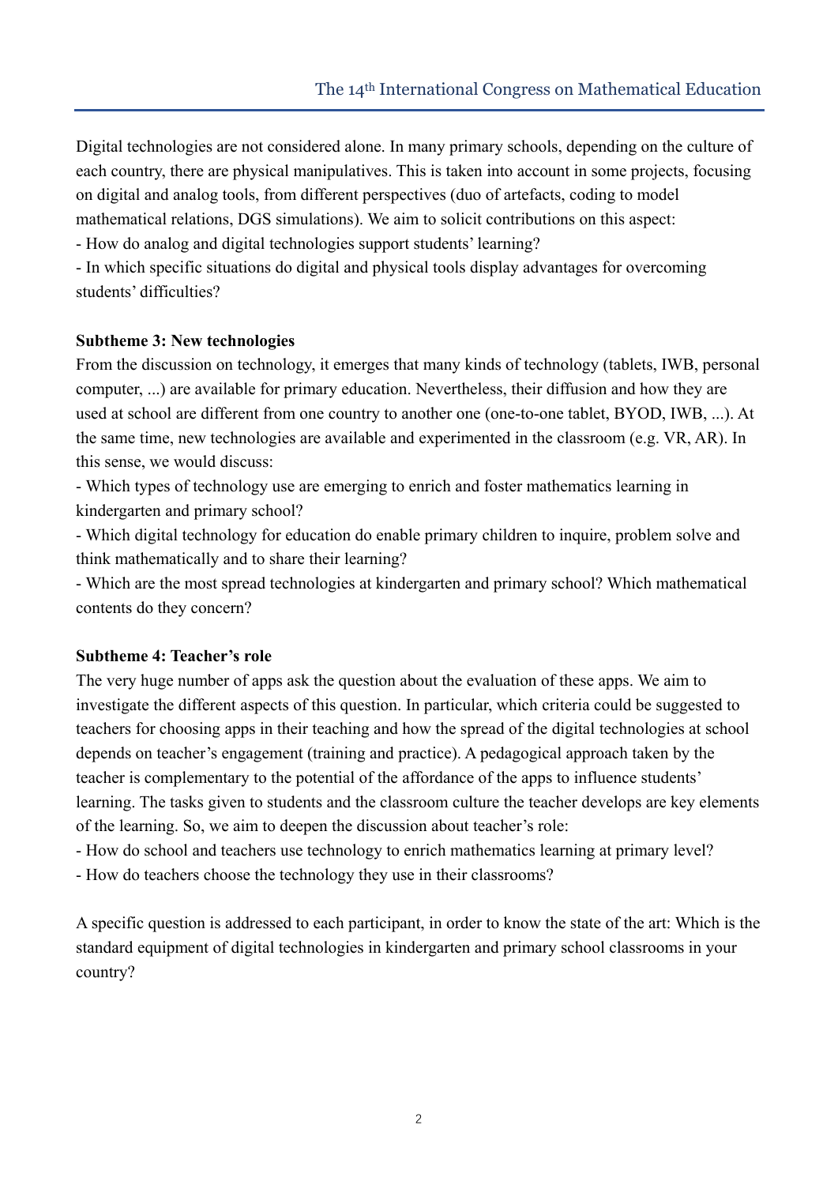Digital technologies are not considered alone. In many primary schools, depending on the culture of each country, there are physical manipulatives. This is taken into account in some projects, focusing on digital and analog tools, from different perspectives (duo of artefacts, coding to model mathematical relations, DGS simulations). We aim to solicit contributions on this aspect:

- How do analog and digital technologies support students' learning?
- In which specific situations do digital and physical tools display advantages for overcoming students' difficulties?

**Subtheme 3: New technologies**

From the discussion on technology, it emerges that many kinds of technology (tablets, IWB, personal computer, ...) are available for primary education. Nevertheless, their diffusion and how they are used at school are different from one country to another one (one-to-one tablet, BYOD, IWB, ...). At the same time, new technologies are available and experimented in the classroom (e.g. VR, AR). In this sense, we would discuss:

- Which types of technology use are emerging to enrich and foster mathematics learning in kindergarten and primary school?
- Which digital technology for education do enable primary children to inquire, problem solve and think mathematically and to share their learning?
- Which are the most spread technologies at kindergarten and primary school? Which mathematical contents do they concern?

**Subtheme 4: Teacher's role**

The very huge number of apps ask the question about the evaluation of these apps. We aim to investigate the different aspects of this question. In particular, which criteria could be suggested to teachers for choosing apps in their teaching and how the spread of the digital technologies at school depends on teacher's engagement (training and practice). A pedagogical approach taken by the teacher is complementary to the potential of the affordance of the apps to influence students' learning. The tasks given to students and the classroom culture the teacher develops are key elements of the learning. So, we aim to deepen the discussion about teacher's role:

- How do school and teachers use technology to enrich mathematics learning at primary level?
- How do teachers choose the technology they use in their classrooms?

A specific question is addressed to each participant, in order to know the state of the art: Which is the standard equipment of digital technologies in kindergarten and primary school classrooms in your country?